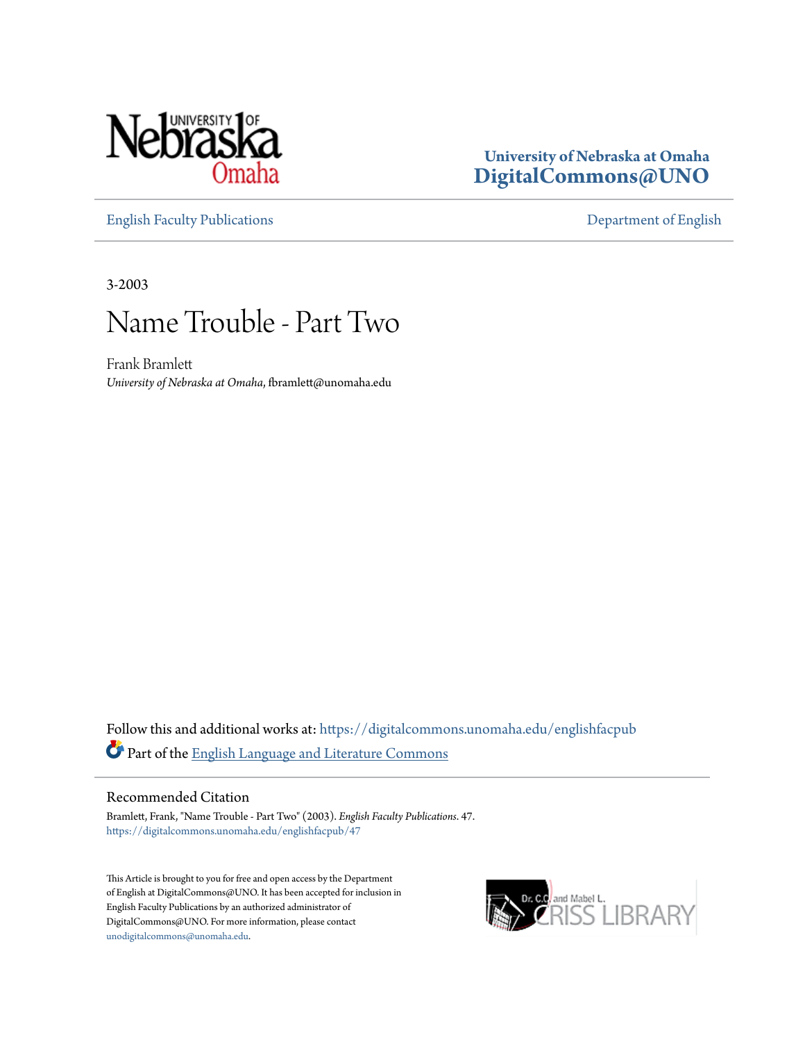University of Nebraska at Omaha
**DigitalCommons@UNO**

English Faculty Publications — Department of English

3-2003

# Name Trouble - Part Two

Frank Bramlett
*University of Nebraska at Omaha*, fbramlett@unomaha.edu

Follow this and additional works at: https://digitalcommons.unomaha.edu/englishfacpub

Part of the English Language and Literature Commons

## Recommended Citation

Bramlett, Frank, "Name Trouble - Part Two" (2003). *English Faculty Publications*. 47.
https://digitalcommons.unomaha.edu/englishfacpub/47

This Article is brought to you for free and open access by the Department of English at DigitalCommons@UNO. It has been accepted for inclusion in English Faculty Publications by an authorized administrator of DigitalCommons@UNO. For more information, please contact unodigitalcommons@unomaha.edu.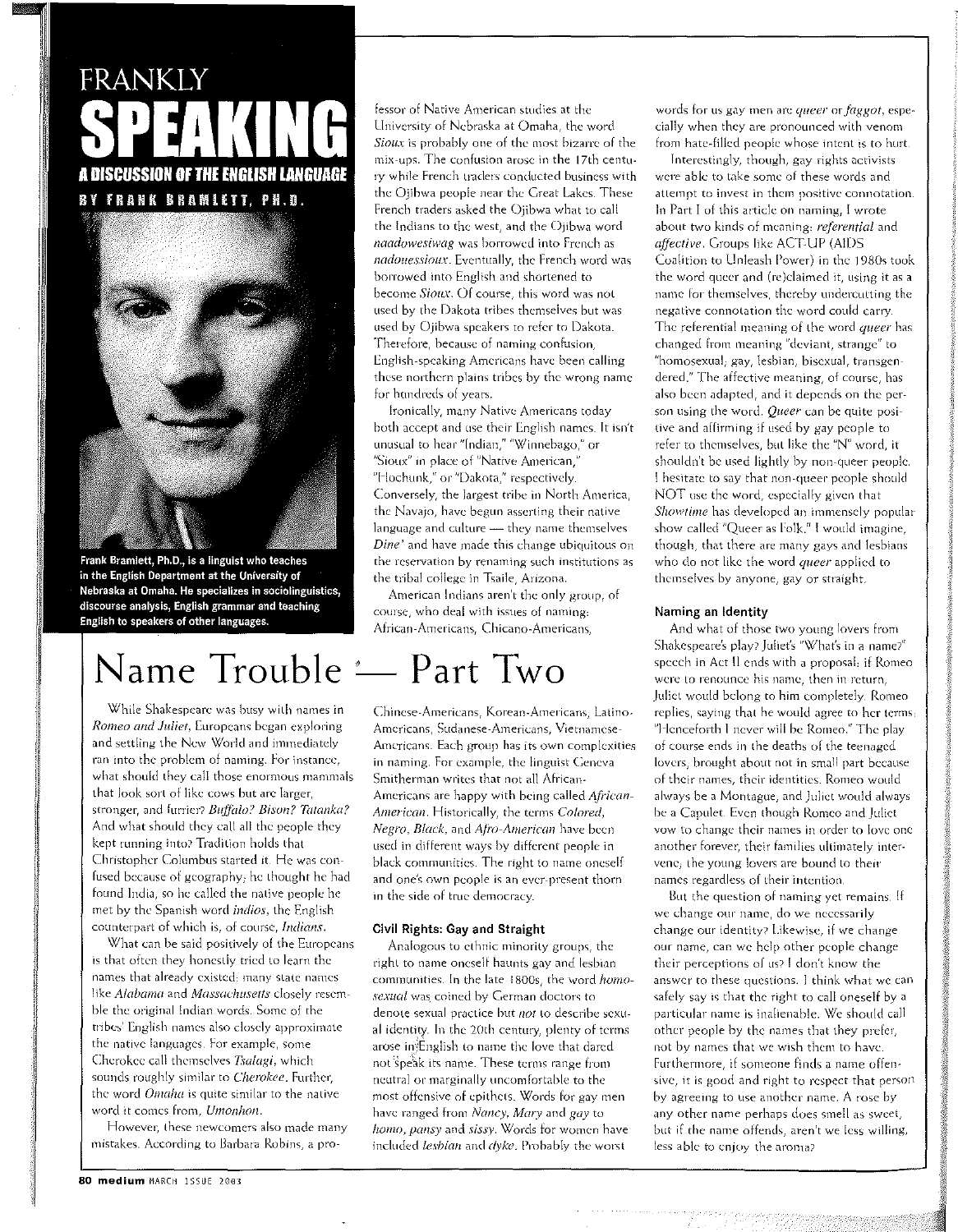# FRANKLY SPEAKING

**A DISCUSSION OF THE ENGLISH LANGUAGE**

**BY FRANK BRAMLETT, PH.D.**

**Frank Bramlett, Ph.D., is a linguist who teaches in the English Department at the University of Nebraska at Omaha. He specializes in sociolinguistics, discourse analysis, English grammar and teaching English to speakers of other languages.**

# Name Trouble — Part Two

While Shakespeare was busy with names in *Romeo and Juliet*, Europeans began exploring and settling the New World and immediately ran into the problem of naming. For instance, what should they call those enormous mammals that look sort of like cows but are larger, stronger, and furrier? *Buffalo? Bison? Tatanka?* And what should they call all the people they kept running into? Tradition holds that Christopher Columbus started it. He was confused because of geography; he thought he had found India, so he called the native people he met by the Spanish word *indios*, the English counterpart of which is, of course, *Indians*.

What can be said positively of the Europeans is that often they honestly tried to learn the names that already existed: many state names like *Alabama* and *Massachusetts* closely resemble the original Indian words. Some of the tribes' English names also closely approximate the native languages. For example, some Cherokee call themselves *Tsalagi*, which sounds roughly similar to *Cherokee*. Further, the word *Omaha* is quite similar to the native word it comes from, *Umonhon*.

However, these newcomers also made many mistakes. According to Barbara Robins, a professor of Native American studies at the University of Nebraska at Omaha, the word *Sioux* is probably one of the most bizarre of the mix-ups. The confusion arose in the 17th century while French traders conducted business with the Ojibwa people near the Great Lakes. These French traders asked the Ojibwa what to call the Indians to the west, and the Ojibwa word *naadowesiwag* was borrowed into French as *nadouessioux*. Eventually, the French word was borrowed into English and shortened to become *Sioux*. Of course, this word was not used by the Dakota tribes themselves but was used by Ojibwa speakers to refer to Dakota. Therefore, because of naming confusion, English-speaking Americans have been calling these northern plains tribes by the wrong name for hundreds of years.

Ironically, many Native Americans today both accept and use their English names. It isn't unusual to hear "Indian," "Winnebago," or "Sioux" in place of "Native American," "Hochunk," or "Dakota," respectively. Conversely, the largest tribe in North America, the Navajo, have begun asserting their native language and culture — they name themselves *Dine'* and have made this change ubiquitous on the reservation by renaming such institutions as the tribal college in Tsaile, Arizona.

American Indians aren't the only group, of course, who deal with issues of naming: African-Americans, Chicano-Americans, Chinese-Americans, Korean-Americans, Latino-Americans, Sudanese-Americans, Vietnamese-Americans. Each group has its own complexities in naming. For example, the linguist Geneva Smitherman writes that not all African-Americans are happy with being called *African-American*. Historically, the terms *Colored*, *Negro*, *Black*, and *Afro-American* have been used in different ways by different people in black communities. The right to name oneself and one's own people is an ever-present thorn in the side of true democracy.

### Civil Rights: Gay and Straight

Analogous to ethnic minority groups, the right to name oneself haunts gay and lesbian communities. In the late 1800s, the word *homosexual* was coined by German doctors to denote sexual practice but *not* to describe sexual identity. In the 20th century, plenty of terms arose in English to name the love that dared not speak its name. These terms range from neutral or marginally uncomfortable to the most offensive of epithets. Words for gay men have ranged from *Nancy*, *Mary* and *gay* to *homo*, *pansy* and *sissy*. Words for women have included *lesbian* and *dyke*. Probably the worst words for us gay men are *queer* or *faggot*, especially when they are pronounced with venom from hate-filled people whose intent is to hurt.

Interestingly, though, gay rights activists were able to take some of these words and attempt to invest in them positive connotation. In Part I of this article on naming, I wrote about two kinds of meaning: *referential* and *affective*. Groups like ACT-UP (AIDS Coalition to Unleash Power) in the 1980s took the word queer and (re)claimed it, using it as a name for themselves, thereby undercutting the negative connotation the word could carry. The referential meaning of the word *queer* has changed from meaning "deviant, strange" to "homosexual, gay, lesbian, bisexual, transgendered." The affective meaning, of course, has also been adapted, and it depends on the person using the word. *Queer* can be quite positive and affirming if used by gay people to refer to themselves, but like the "N" word, it shouldn't be used lightly by non-queer people. I hesitate to say that non-queer people should NOT use the word, especially given that *Showtime* has developed an immensely popular show called "Queer as Folk." I would imagine, though, that there are many gays and lesbians who do not like the word *queer* applied to themselves by anyone, gay or straight.

### Naming an Identity

And what of those two young lovers from Shakespeare's play? Juliet's "What's in a name?" speech in Act II ends with a proposal: if Romeo were to renounce his name, then in return, Juliet would belong to him completely. Romeo replies, saying that he would agree to her terms: "Henceforth I never will be Romeo." The play of course ends in the deaths of the teenaged lovers, brought about not in small part because of their names, their identities. Romeo would always be a Montague, and Juliet would always be a Capulet. Even though Romeo and Juliet vow to change their names in order to love one another forever, their families ultimately intervene; the young lovers are bound to their names regardless of their intention.

But the question of naming yet remains. If we change our name, do we necessarily change our identity? Likewise, if we change our name, can we help other people change their perceptions of us? I don't know the answer to these questions. I think what we can safely say is that the right to call oneself by a particular name is inalienable. We should call other people by the names that they prefer, not by names that we wish them to have. Furthermore, if someone finds a name offensive, it is good and right to respect that person by agreeing to use another name. A rose by any other name perhaps does smell as sweet, but if the name offends, aren't we less willing, less able to enjoy the aroma?